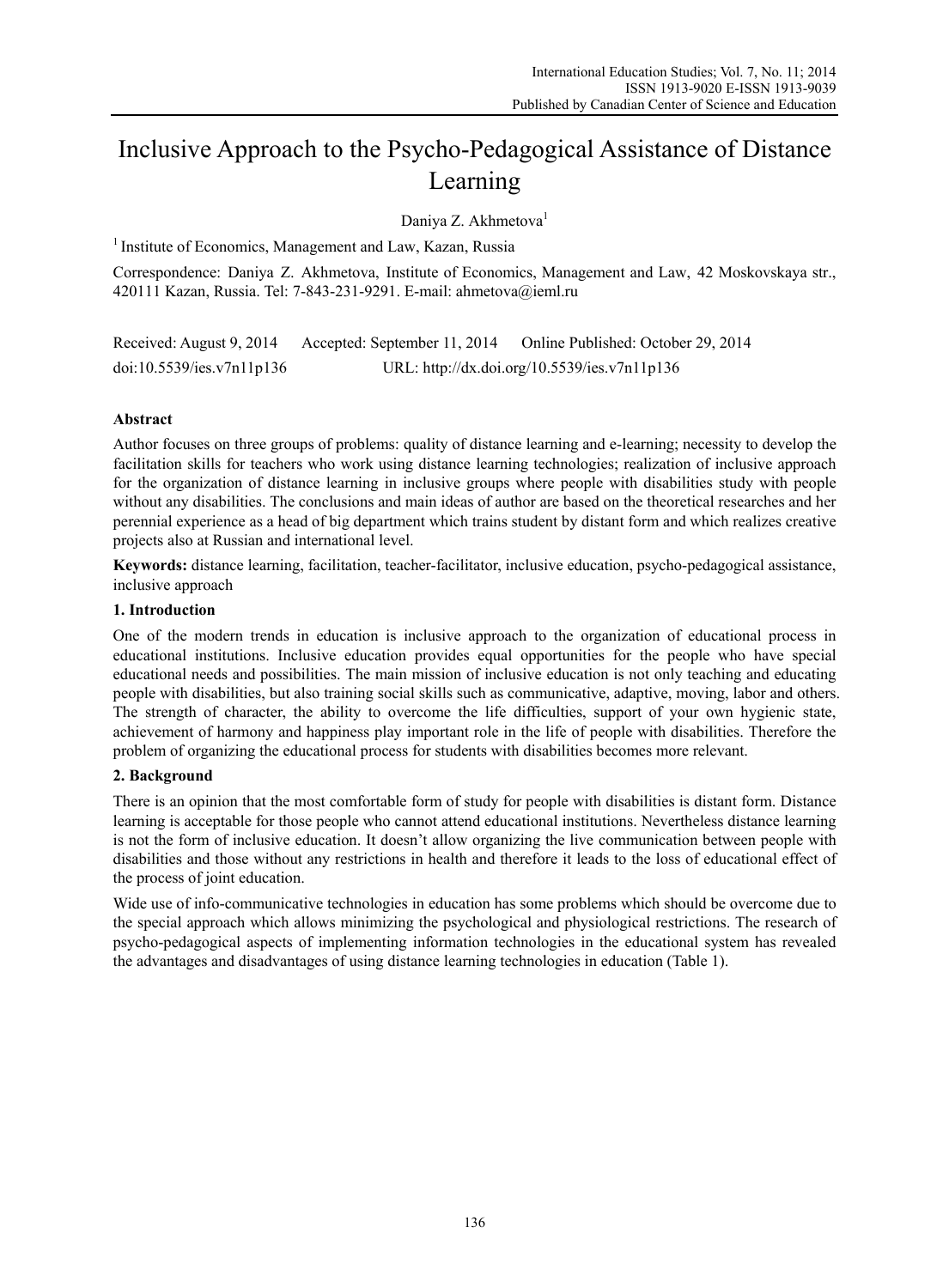# Inclusive Approach to the Psycho-Pedagogical Assistance of Distance Learning

Daniya Z. Akhmetova[1]

[1] Institute of Economics, Management and Law, Kazan, Russia

Correspondence: Daniya Z. Akhmetova, Institute of Economics, Management and Law, 42 Moskovskaya str., 420111 Kazan, Russia. Tel: 7-843-231-9291. E-mail: ahmetova@ieml.ru

Received: August 9, 2014 Accepted: September 11, 2014 Online Published: October 29, 2014

doi:10.5539/ies.v7n11p136 URL: http://dx.doi.org/10.5539/ies.v7n11p136

## Abstract

Author focuses on three groups of problems: quality of distance learning and e-learning; necessity to develop the facilitation skills for teachers who work using distance learning technologies; realization of inclusive approach for the organization of distance learning in inclusive groups where people with disabilities study with people without any disabilities. The conclusions and main ideas of author are based on the theoretical researches and her perennial experience as a head of big department which trains student by distant form and which realizes creative projects also at Russian and international level.

**Keywords:** distance learning, facilitation, teacher-facilitator, inclusive education, psycho-pedagogical assistance, inclusive approach

## 1. Introduction

One of the modern trends in education is inclusive approach to the organization of educational process in educational institutions. Inclusive education provides equal opportunities for the people who have special educational needs and possibilities. The main mission of inclusive education is not only teaching and educating people with disabilities, but also training social skills such as communicative, adaptive, moving, labor and others. The strength of character, the ability to overcome the life difficulties, support of your own hygienic state, achievement of harmony and happiness play important role in the life of people with disabilities. Therefore the problem of organizing the educational process for students with disabilities becomes more relevant.

## 2. Background

There is an opinion that the most comfortable form of study for people with disabilities is distant form. Distance learning is acceptable for those people who cannot attend educational institutions. Nevertheless distance learning is not the form of inclusive education. It doesn't allow organizing the live communication between people with disabilities and those without any restrictions in health and therefore it leads to the loss of educational effect of the process of joint education.

Wide use of info-communicative technologies in education has some problems which should be overcome due to the special approach which allows minimizing the psychological and physiological restrictions. The research of psycho-pedagogical aspects of implementing information technologies in the educational system has revealed the advantages and disadvantages of using distance learning technologies in education (Table 1).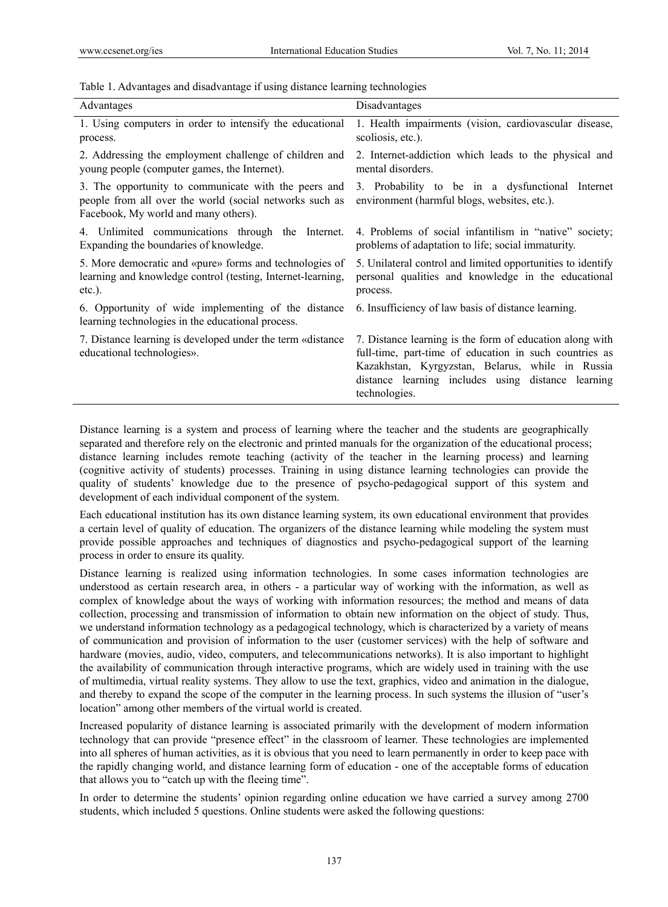Table 1. Advantages and disadvantage if using distance learning technologies

| Advantages | Disadvantages |
|---|---|
| 1. Using computers in order to intensify the educational process. | 1. Health impairments (vision, cardiovascular disease, scoliosis, etc.). |
| 2. Addressing the employment challenge of children and young people (computer games, the Internet). | 2. Internet-addiction which leads to the physical and mental disorders. |
| 3. The opportunity to communicate with the peers and people from all over the world (social networks such as Facebook, My world and many others). | 3. Probability to be in a dysfunctional Internet environment (harmful blogs, websites, etc.). |
| 4. Unlimited communications through the Internet. Expanding the boundaries of knowledge. | 4. Problems of social infantilism in "native" society; problems of adaptation to life; social immaturity. |
| 5. More democratic and «pure» forms and technologies of learning and knowledge control (testing, Internet-learning, etc.). | 5. Unilateral control and limited opportunities to identify personal qualities and knowledge in the educational process. |
| 6. Opportunity of wide implementing of the distance learning technologies in the educational process. | 6. Insufficiency of law basis of distance learning. |
| 7. Distance learning is developed under the term «distance educational technologies». | 7. Distance learning is the form of education along with full-time, part-time of education in such countries as Kazakhstan, Kyrgyzstan, Belarus, while in Russia distance learning includes using distance learning technologies. |

Distance learning is a system and process of learning where the teacher and the students are geographically separated and therefore rely on the electronic and printed manuals for the organization of the educational process; distance learning includes remote teaching (activity of the teacher in the learning process) and learning (cognitive activity of students) processes. Training in using distance learning technologies can provide the quality of students' knowledge due to the presence of psycho-pedagogical support of this system and development of each individual component of the system.

Each educational institution has its own distance learning system, its own educational environment that provides a certain level of quality of education. The organizers of the distance learning while modeling the system must provide possible approaches and techniques of diagnostics and psycho-pedagogical support of the learning process in order to ensure its quality.

Distance learning is realized using information technologies. In some cases information technologies are understood as certain research area, in others - a particular way of working with the information, as well as complex of knowledge about the ways of working with information resources; the method and means of data collection, processing and transmission of information to obtain new information on the object of study. Thus, we understand information technology as a pedagogical technology, which is characterized by a variety of means of communication and provision of information to the user (customer services) with the help of software and hardware (movies, audio, video, computers, and telecommunications networks). It is also important to highlight the availability of communication through interactive programs, which are widely used in training with the use of multimedia, virtual reality systems. They allow to use the text, graphics, video and animation in the dialogue, and thereby to expand the scope of the computer in the learning process. In such systems the illusion of "user's location" among other members of the virtual world is created.

Increased popularity of distance learning is associated primarily with the development of modern information technology that can provide "presence effect" in the classroom of learner. These technologies are implemented into all spheres of human activities, as it is obvious that you need to learn permanently in order to keep pace with the rapidly changing world, and distance learning form of education - one of the acceptable forms of education that allows you to "catch up with the fleeing time".

In order to determine the students' opinion regarding online education we have carried a survey among 2700 students, which included 5 questions. Online students were asked the following questions: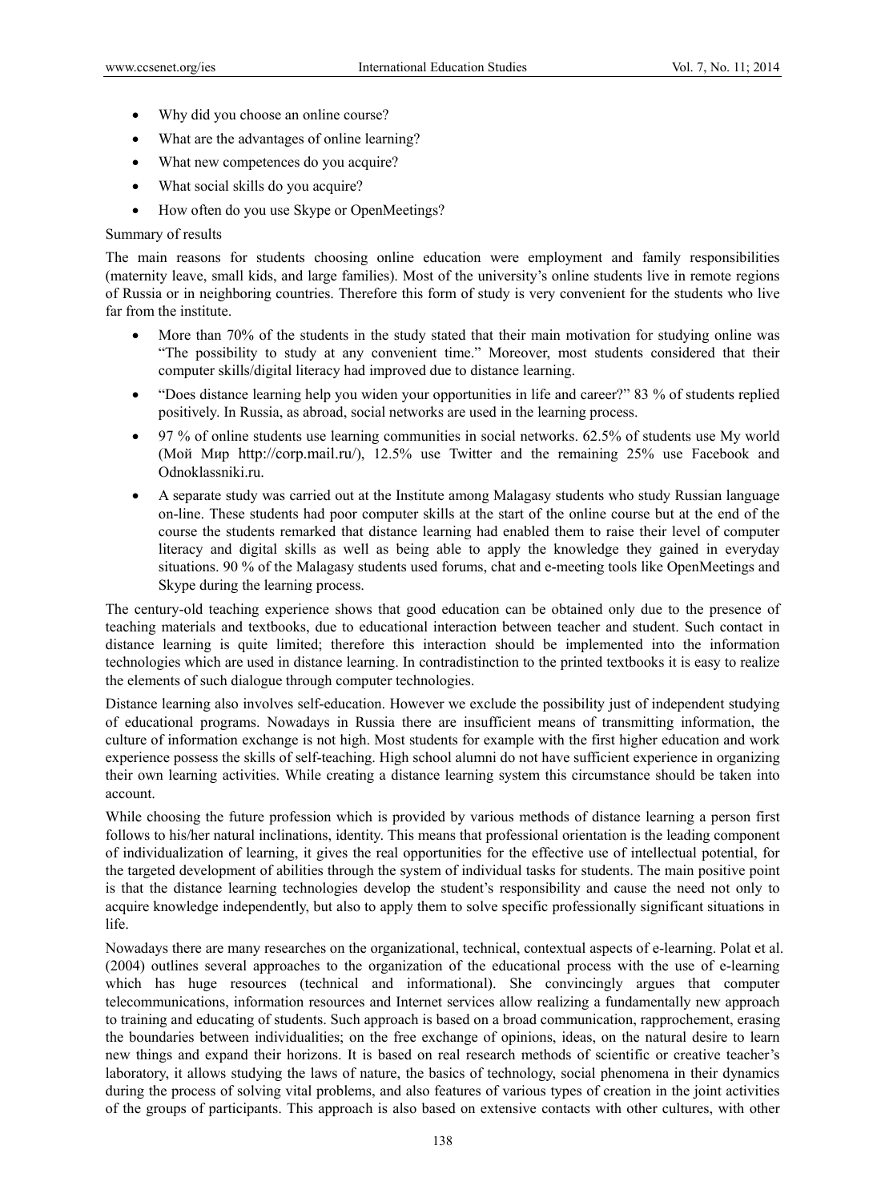- Why did you choose an online course?
- What are the advantages of online learning?
- What new competences do you acquire?
- What social skills do you acquire?
- How often do you use Skype or OpenMeetings?

Summary of results

The main reasons for students choosing online education were employment and family responsibilities (maternity leave, small kids, and large families). Most of the university's online students live in remote regions of Russia or in neighboring countries. Therefore this form of study is very convenient for the students who live far from the institute.

- More than 70% of the students in the study stated that their main motivation for studying online was "The possibility to study at any convenient time." Moreover, most students considered that their computer skills/digital literacy had improved due to distance learning.
- "Does distance learning help you widen your opportunities in life and career?" 83 % of students replied positively. In Russia, as abroad, social networks are used in the learning process.
- 97 % of online students use learning communities in social networks. 62.5% of students use My world (Мой Мир http://corp.mail.ru/), 12.5% use Twitter and the remaining 25% use Facebook and Odnoklassniki.ru.
- A separate study was carried out at the Institute among Malagasy students who study Russian language on-line. These students had poor computer skills at the start of the online course but at the end of the course the students remarked that distance learning had enabled them to raise their level of computer literacy and digital skills as well as being able to apply the knowledge they gained in everyday situations. 90 % of the Malagasy students used forums, chat and e-meeting tools like OpenMeetings and Skype during the learning process.

The century-old teaching experience shows that good education can be obtained only due to the presence of teaching materials and textbooks, due to educational interaction between teacher and student. Such contact in distance learning is quite limited; therefore this interaction should be implemented into the information technologies which are used in distance learning. In contradistinction to the printed textbooks it is easy to realize the elements of such dialogue through computer technologies.

Distance learning also involves self-education. However we exclude the possibility just of independent studying of educational programs. Nowadays in Russia there are insufficient means of transmitting information, the culture of information exchange is not high. Most students for example with the first higher education and work experience possess the skills of self-teaching. High school alumni do not have sufficient experience in organizing their own learning activities. While creating a distance learning system this circumstance should be taken into account.

While choosing the future profession which is provided by various methods of distance learning a person first follows to his/her natural inclinations, identity. This means that professional orientation is the leading component of individualization of learning, it gives the real opportunities for the effective use of intellectual potential, for the targeted development of abilities through the system of individual tasks for students. The main positive point is that the distance learning technologies develop the student's responsibility and cause the need not only to acquire knowledge independently, but also to apply them to solve specific professionally significant situations in life.

Nowadays there are many researches on the organizational, technical, contextual aspects of e-learning. Polat et al. (2004) outlines several approaches to the organization of the educational process with the use of e-learning which has huge resources (technical and informational). She convincingly argues that computer telecommunications, information resources and Internet services allow realizing a fundamentally new approach to training and educating of students. Such approach is based on a broad communication, rapprochement, erasing the boundaries between individualities; on the free exchange of opinions, ideas, on the natural desire to learn new things and expand their horizons. It is based on real research methods of scientific or creative teacher's laboratory, it allows studying the laws of nature, the basics of technology, social phenomena in their dynamics during the process of solving vital problems, and also features of various types of creation in the joint activities of the groups of participants. This approach is also based on extensive contacts with other cultures, with other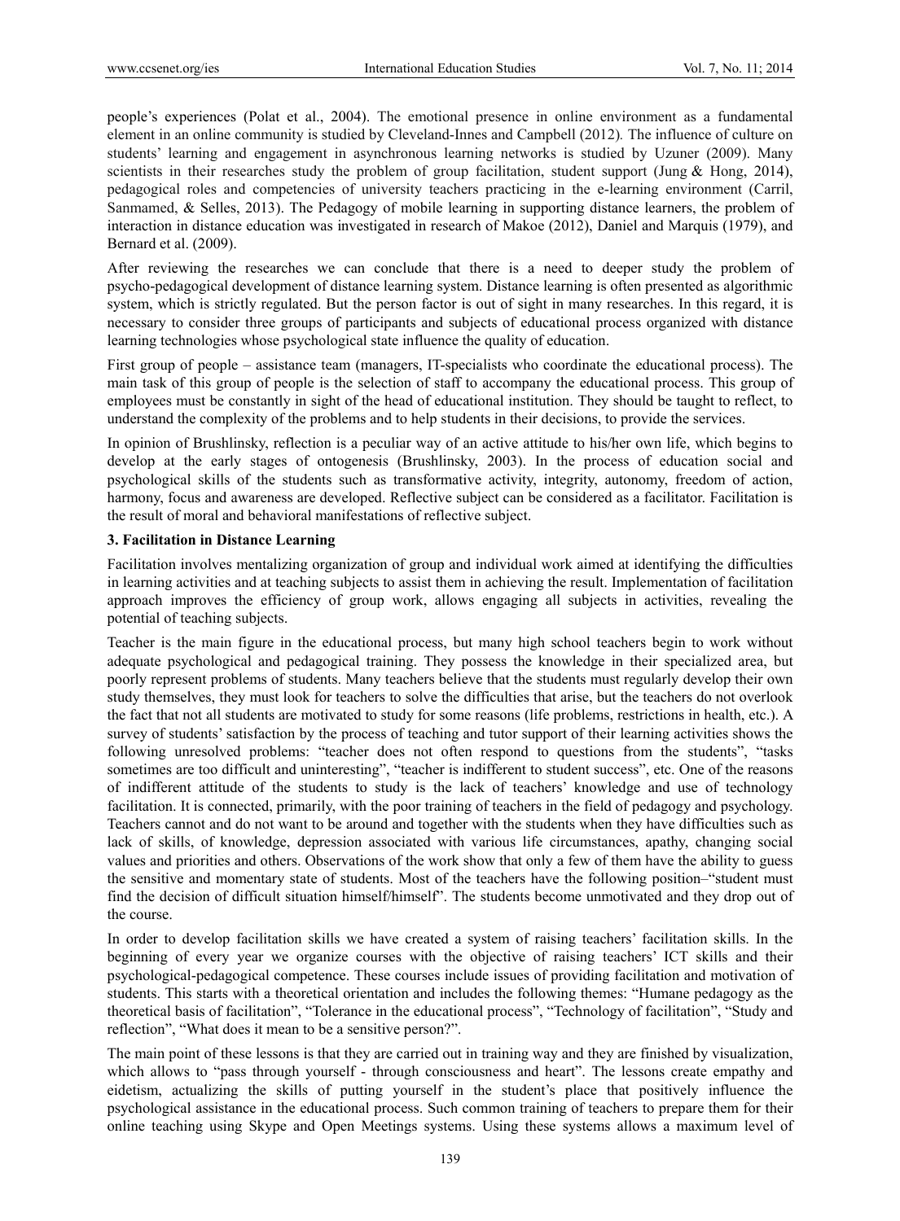people's experiences (Polat et al., 2004). The emotional presence in online environment as a fundamental element in an online community is studied by Cleveland-Innes and Campbell (2012). The influence of culture on students' learning and engagement in asynchronous learning networks is studied by Uzuner (2009). Many scientists in their researches study the problem of group facilitation, student support (Jung & Hong, 2014), pedagogical roles and competencies of university teachers practicing in the e-learning environment (Carril, Sanmamed, & Selles, 2013). The Pedagogy of mobile learning in supporting distance learners, the problem of interaction in distance education was investigated in research of Makoe (2012), Daniel and Marquis (1979), and Bernard et al. (2009).

After reviewing the researches we can conclude that there is a need to deeper study the problem of psycho-pedagogical development of distance learning system. Distance learning is often presented as algorithmic system, which is strictly regulated. But the person factor is out of sight in many researches. In this regard, it is necessary to consider three groups of participants and subjects of educational process organized with distance learning technologies whose psychological state influence the quality of education.

First group of people – assistance team (managers, IT-specialists who coordinate the educational process). The main task of this group of people is the selection of staff to accompany the educational process. This group of employees must be constantly in sight of the head of educational institution. They should be taught to reflect, to understand the complexity of the problems and to help students in their decisions, to provide the services.

In opinion of Brushlinsky, reflection is a peculiar way of an active attitude to his/her own life, which begins to develop at the early stages of ontogenesis (Brushlinsky, 2003). In the process of education social and psychological skills of the students such as transformative activity, integrity, autonomy, freedom of action, harmony, focus and awareness are developed. Reflective subject can be considered as a facilitator. Facilitation is the result of moral and behavioral manifestations of reflective subject.

## 3. Facilitation in Distance Learning

Facilitation involves mentalizing organization of group and individual work aimed at identifying the difficulties in learning activities and at teaching subjects to assist them in achieving the result. Implementation of facilitation approach improves the efficiency of group work, allows engaging all subjects in activities, revealing the potential of teaching subjects.

Teacher is the main figure in the educational process, but many high school teachers begin to work without adequate psychological and pedagogical training. They possess the knowledge in their specialized area, but poorly represent problems of students. Many teachers believe that the students must regularly develop their own study themselves, they must look for teachers to solve the difficulties that arise, but the teachers do not overlook the fact that not all students are motivated to study for some reasons (life problems, restrictions in health, etc.). A survey of students' satisfaction by the process of teaching and tutor support of their learning activities shows the following unresolved problems: "teacher does not often respond to questions from the students", "tasks sometimes are too difficult and uninteresting", "teacher is indifferent to student success", etc. One of the reasons of indifferent attitude of the students to study is the lack of teachers' knowledge and use of technology facilitation. It is connected, primarily, with the poor training of teachers in the field of pedagogy and psychology. Teachers cannot and do not want to be around and together with the students when they have difficulties such as lack of skills, of knowledge, depression associated with various life circumstances, apathy, changing social values and priorities and others. Observations of the work show that only a few of them have the ability to guess the sensitive and momentary state of students. Most of the teachers have the following position–"student must find the decision of difficult situation himself/himself". The students become unmotivated and they drop out of the course.

In order to develop facilitation skills we have created a system of raising teachers' facilitation skills. In the beginning of every year we organize courses with the objective of raising teachers' ICT skills and their psychological-pedagogical competence. These courses include issues of providing facilitation and motivation of students. This starts with a theoretical orientation and includes the following themes: "Humane pedagogy as the theoretical basis of facilitation", "Tolerance in the educational process", "Technology of facilitation", "Study and reflection", "What does it mean to be a sensitive person?".

The main point of these lessons is that they are carried out in training way and they are finished by visualization, which allows to "pass through yourself - through consciousness and heart". The lessons create empathy and eidetism, actualizing the skills of putting yourself in the student's place that positively influence the psychological assistance in the educational process. Such common training of teachers to prepare them for their online teaching using Skype and Open Meetings systems. Using these systems allows a maximum level of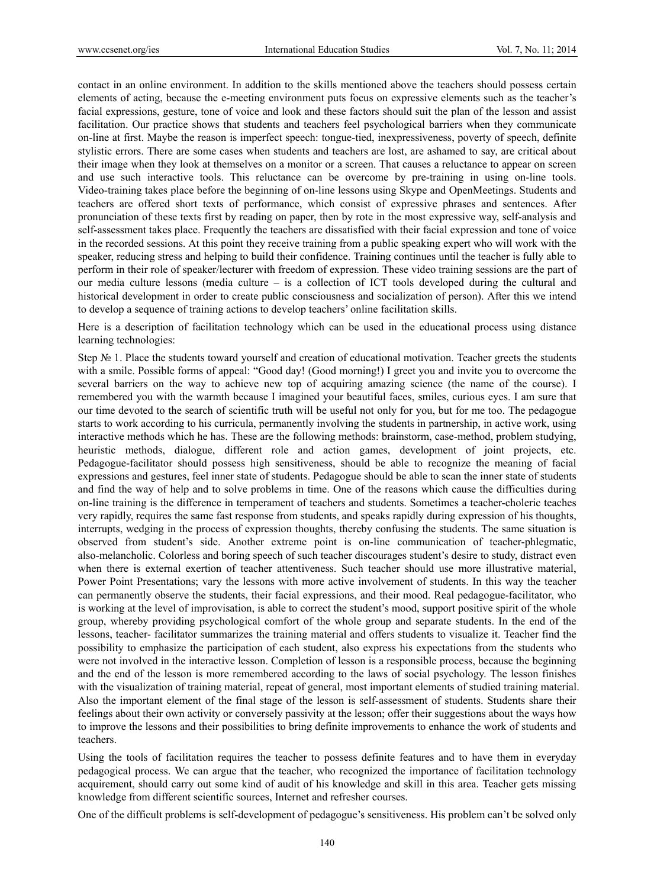contact in an online environment. In addition to the skills mentioned above the teachers should possess certain elements of acting, because the e-meeting environment puts focus on expressive elements such as the teacher's facial expressions, gesture, tone of voice and look and these factors should suit the plan of the lesson and assist facilitation. Our practice shows that students and teachers feel psychological barriers when they communicate on-line at first. Maybe the reason is imperfect speech: tongue-tied, inexpressiveness, poverty of speech, definite stylistic errors. There are some cases when students and teachers are lost, are ashamed to say, are critical about their image when they look at themselves on a monitor or a screen. That causes a reluctance to appear on screen and use such interactive tools. This reluctance can be overcome by pre-training in using on-line tools. Video-training takes place before the beginning of on-line lessons using Skype and OpenMeetings. Students and teachers are offered short texts of performance, which consist of expressive phrases and sentences. After pronunciation of these texts first by reading on paper, then by rote in the most expressive way, self-analysis and self-assessment takes place. Frequently the teachers are dissatisfied with their facial expression and tone of voice in the recorded sessions. At this point they receive training from a public speaking expert who will work with the speaker, reducing stress and helping to build their confidence. Training continues until the teacher is fully able to perform in their role of speaker/lecturer with freedom of expression. These video training sessions are the part of our media culture lessons (media culture – is a collection of ICT tools developed during the cultural and historical development in order to create public consciousness and socialization of person). After this we intend to develop a sequence of training actions to develop teachers' online facilitation skills.

Here is a description of facilitation technology which can be used in the educational process using distance learning technologies:

Step № 1. Place the students toward yourself and creation of educational motivation. Teacher greets the students with a smile. Possible forms of appeal: "Good day! (Good morning!) I greet you and invite you to overcome the several barriers on the way to achieve new top of acquiring amazing science (the name of the course). I remembered you with the warmth because I imagined your beautiful faces, smiles, curious eyes. I am sure that our time devoted to the search of scientific truth will be useful not only for you, but for me too. The pedagogue starts to work according to his curricula, permanently involving the students in partnership, in active work, using interactive methods which he has. These are the following methods: brainstorm, case-method, problem studying, heuristic methods, dialogue, different role and action games, development of joint projects, etc. Pedagogue-facilitator should possess high sensitiveness, should be able to recognize the meaning of facial expressions and gestures, feel inner state of students. Pedagogue should be able to scan the inner state of students and find the way of help and to solve problems in time. One of the reasons which cause the difficulties during on-line training is the difference in temperament of teachers and students. Sometimes a teacher-choleric teaches very rapidly, requires the same fast response from students, and speaks rapidly during expression of his thoughts, interrupts, wedging in the process of expression thoughts, thereby confusing the students. The same situation is observed from student's side. Another extreme point is on-line communication of teacher-phlegmatic, also-melancholic. Colorless and boring speech of such teacher discourages student's desire to study, distract even when there is external exertion of teacher attentiveness. Such teacher should use more illustrative material, Power Point Presentations; vary the lessons with more active involvement of students. In this way the teacher can permanently observe the students, their facial expressions, and their mood. Real pedagogue-facilitator, who is working at the level of improvisation, is able to correct the student's mood, support positive spirit of the whole group, whereby providing psychological comfort of the whole group and separate students. In the end of the lessons, teacher- facilitator summarizes the training material and offers students to visualize it. Teacher find the possibility to emphasize the participation of each student, also express his expectations from the students who were not involved in the interactive lesson. Completion of lesson is a responsible process, because the beginning and the end of the lesson is more remembered according to the laws of social psychology. The lesson finishes with the visualization of training material, repeat of general, most important elements of studied training material. Also the important element of the final stage of the lesson is self-assessment of students. Students share their feelings about their own activity or conversely passivity at the lesson; offer their suggestions about the ways how to improve the lessons and their possibilities to bring definite improvements to enhance the work of students and teachers.

Using the tools of facilitation requires the teacher to possess definite features and to have them in everyday pedagogical process. We can argue that the teacher, who recognized the importance of facilitation technology acquirement, should carry out some kind of audit of his knowledge and skill in this area. Teacher gets missing knowledge from different scientific sources, Internet and refresher courses.

One of the difficult problems is self-development of pedagogue's sensitiveness. His problem can't be solved only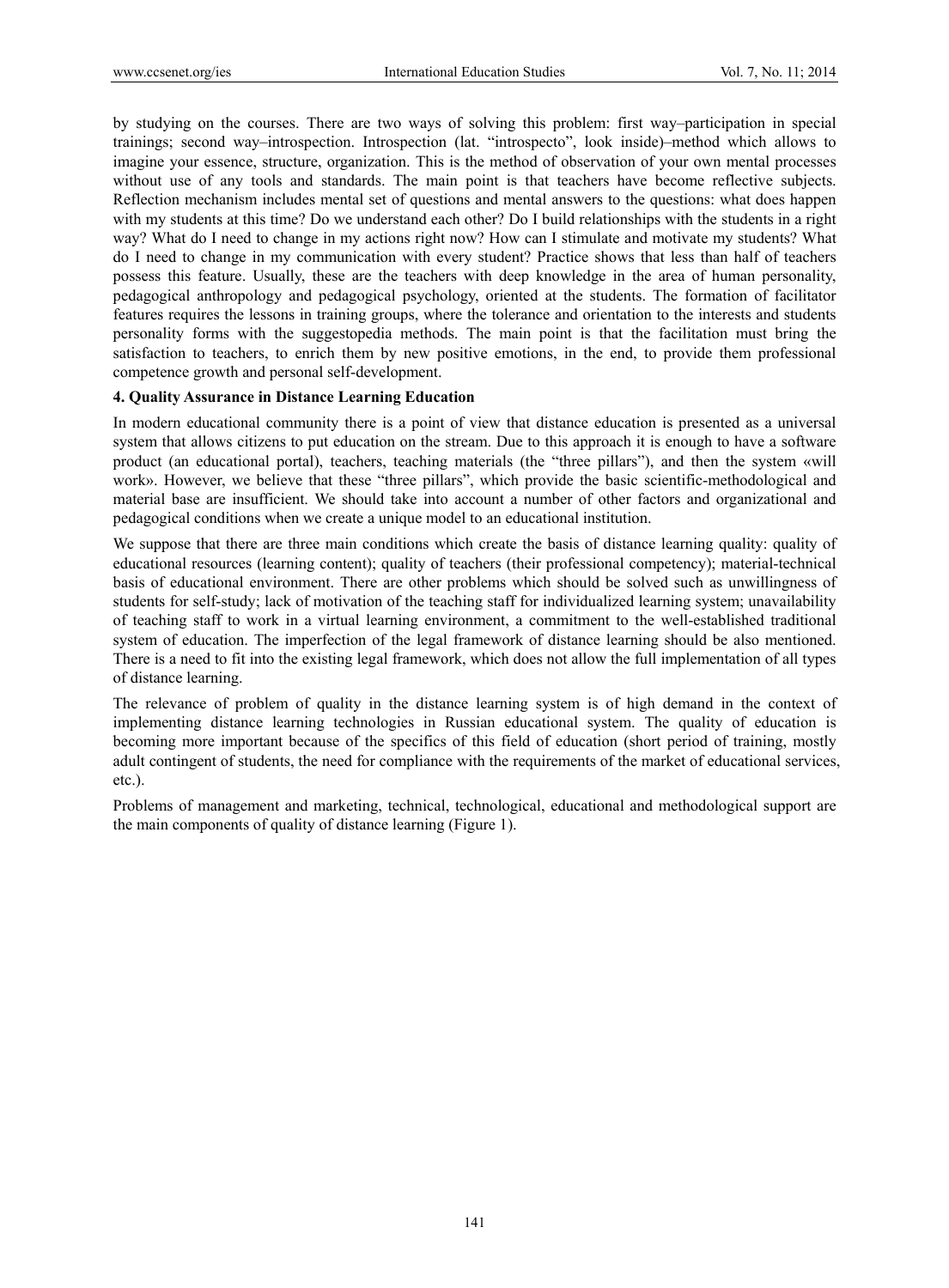by studying on the courses. There are two ways of solving this problem: first way–participation in special trainings; second way–introspection. Introspection (lat. "introspecto", look inside)–method which allows to imagine your essence, structure, organization. This is the method of observation of your own mental processes without use of any tools and standards. The main point is that teachers have become reflective subjects. Reflection mechanism includes mental set of questions and mental answers to the questions: what does happen with my students at this time? Do we understand each other? Do I build relationships with the students in a right way? What do I need to change in my actions right now? How can I stimulate and motivate my students? What do I need to change in my communication with every student? Practice shows that less than half of teachers possess this feature. Usually, these are the teachers with deep knowledge in the area of human personality, pedagogical anthropology and pedagogical psychology, oriented at the students. The formation of facilitator features requires the lessons in training groups, where the tolerance and orientation to the interests and students personality forms with the suggestopedia methods. The main point is that the facilitation must bring the satisfaction to teachers, to enrich them by new positive emotions, in the end, to provide them professional competence growth and personal self-development.

## 4. Quality Assurance in Distance Learning Education

In modern educational community there is a point of view that distance education is presented as a universal system that allows citizens to put education on the stream. Due to this approach it is enough to have a software product (an educational portal), teachers, teaching materials (the "three pillars"), and then the system «will work». However, we believe that these "three pillars", which provide the basic scientific-methodological and material base are insufficient. We should take into account a number of other factors and organizational and pedagogical conditions when we create a unique model to an educational institution.

We suppose that there are three main conditions which create the basis of distance learning quality: quality of educational resources (learning content); quality of teachers (their professional competency); material-technical basis of educational environment. There are other problems which should be solved such as unwillingness of students for self-study; lack of motivation of the teaching staff for individualized learning system; unavailability of teaching staff to work in a virtual learning environment, a commitment to the well-established traditional system of education. The imperfection of the legal framework of distance learning should be also mentioned. There is a need to fit into the existing legal framework, which does not allow the full implementation of all types of distance learning.

The relevance of problem of quality in the distance learning system is of high demand in the context of implementing distance learning technologies in Russian educational system. The quality of education is becoming more important because of the specifics of this field of education (short period of training, mostly adult contingent of students, the need for compliance with the requirements of the market of educational services, etc.).

Problems of management and marketing, technical, technological, educational and methodological support are the main components of quality of distance learning (Figure 1).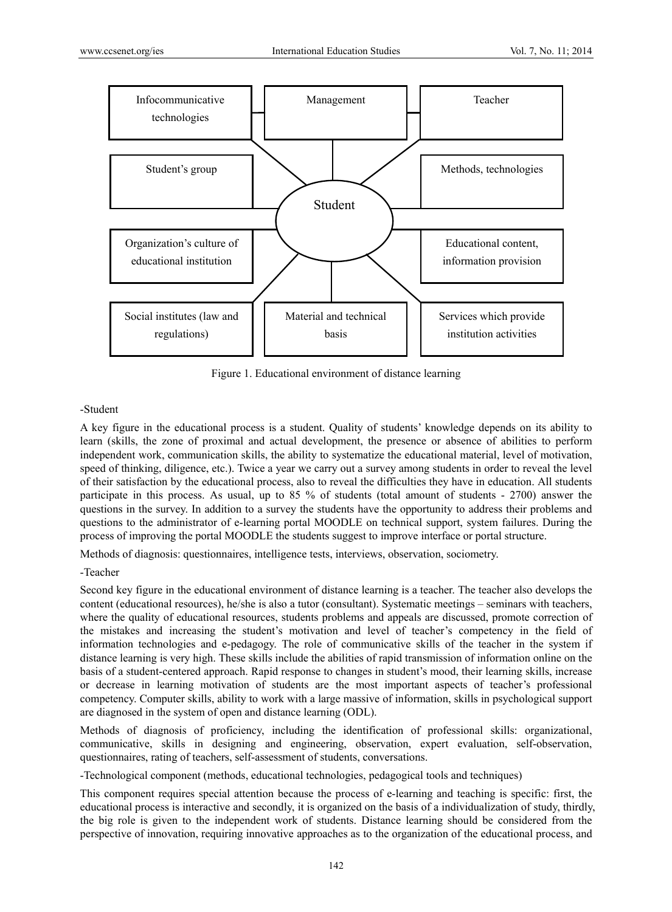Infocommunicative technologies

Management

Teacher

Student's group

Methods, technologies

Student

Organization's culture of educational institution

Educational content, information provision

Social institutes (law and regulations)

Material and technical basis

Services which provide institution activities

Figure 1. Educational environment of distance learning

-Student

A key figure in the educational process is a student. Quality of students' knowledge depends on its ability to learn (skills, the zone of proximal and actual development, the presence or absence of abilities to perform independent work, communication skills, the ability to systematize the educational material, level of motivation, speed of thinking, diligence, etc.). Twice a year we carry out a survey among students in order to reveal the level of their satisfaction by the educational process, also to reveal the difficulties they have in education. All students participate in this process. As usual, up to 85 % of students (total amount of students - 2700) answer the questions in the survey. In addition to a survey the students have the opportunity to address their problems and questions to the administrator of e-learning portal MOODLE on technical support, system failures. During the process of improving the portal MOODLE the students suggest to improve interface or portal structure.

Methods of diagnosis: questionnaires, intelligence tests, interviews, observation, sociometry.

-Teacher

Second key figure in the educational environment of distance learning is a teacher. The teacher also develops the content (educational resources), he/she is also a tutor (consultant). Systematic meetings – seminars with teachers, where the quality of educational resources, students problems and appeals are discussed, promote correction of the mistakes and increasing the student's motivation and level of teacher's competency in the field of information technologies and e-pedagogy. The role of communicative skills of the teacher in the system if distance learning is very high. These skills include the abilities of rapid transmission of information online on the basis of a student-centered approach. Rapid response to changes in student's mood, their learning skills, increase or decrease in learning motivation of students are the most important aspects of teacher's professional competency. Computer skills, ability to work with a large massive of information, skills in psychological support are diagnosed in the system of open and distance learning (ODL).

Methods of diagnosis of proficiency, including the identification of professional skills: organizational, communicative, skills in designing and engineering, observation, expert evaluation, self-observation, questionnaires, rating of teachers, self-assessment of students, conversations.

-Technological component (methods, educational technologies, pedagogical tools and techniques)

This component requires special attention because the process of e-learning and teaching is specific: first, the educational process is interactive and secondly, it is organized on the basis of a individualization of study, thirdly, the big role is given to the independent work of students. Distance learning should be considered from the perspective of innovation, requiring innovative approaches as to the organization of the educational process, and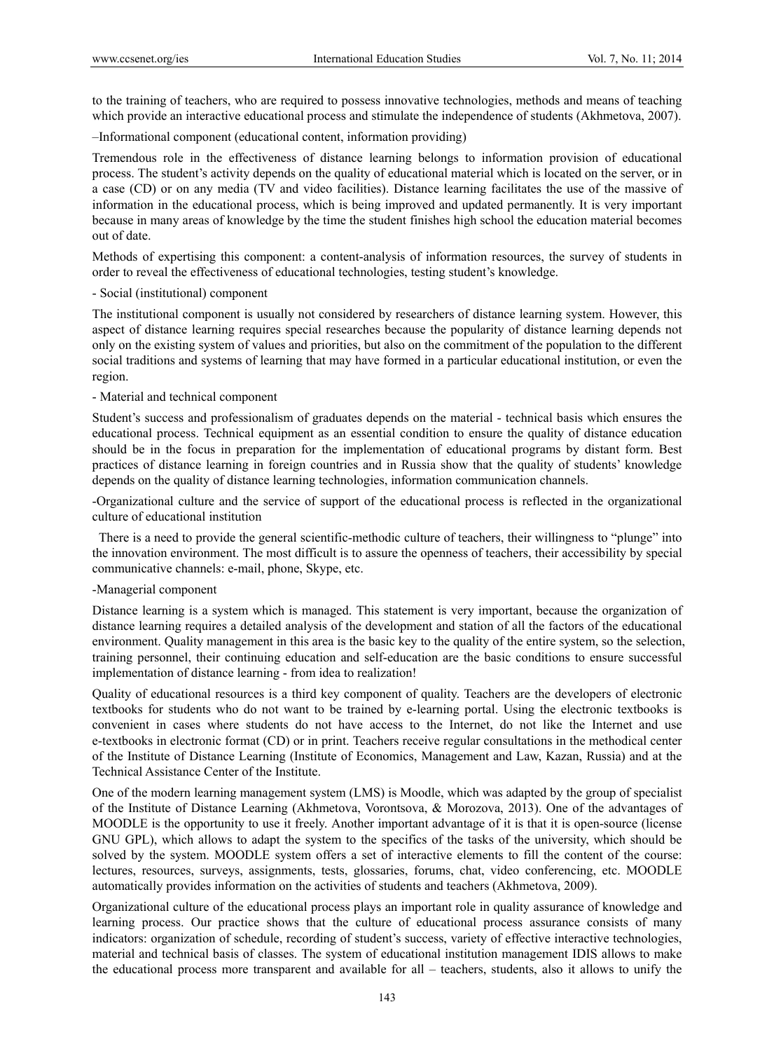to the training of teachers, who are required to possess innovative technologies, methods and means of teaching which provide an interactive educational process and stimulate the independence of students (Akhmetova, 2007).

–Informational component (educational content, information providing)

Tremendous role in the effectiveness of distance learning belongs to information provision of educational process. The student's activity depends on the quality of educational material which is located on the server, or in a case (CD) or on any media (TV and video facilities). Distance learning facilitates the use of the massive of information in the educational process, which is being improved and updated permanently. It is very important because in many areas of knowledge by the time the student finishes high school the education material becomes out of date.

Methods of expertising this component: a content-analysis of information resources, the survey of students in order to reveal the effectiveness of educational technologies, testing student's knowledge.

- Social (institutional) component

The institutional component is usually not considered by researchers of distance learning system. However, this aspect of distance learning requires special researches because the popularity of distance learning depends not only on the existing system of values and priorities, but also on the commitment of the population to the different social traditions and systems of learning that may have formed in a particular educational institution, or even the region.

- Material and technical component

Student's success and professionalism of graduates depends on the material - technical basis which ensures the educational process. Technical equipment as an essential condition to ensure the quality of distance education should be in the focus in preparation for the implementation of educational programs by distant form. Best practices of distance learning in foreign countries and in Russia show that the quality of students' knowledge depends on the quality of distance learning technologies, information communication channels.

-Organizational culture and the service of support of the educational process is reflected in the organizational culture of educational institution

There is a need to provide the general scientific-methodic culture of teachers, their willingness to "plunge" into the innovation environment. The most difficult is to assure the openness of teachers, their accessibility by special communicative channels: e-mail, phone, Skype, etc.

-Managerial component

Distance learning is a system which is managed. This statement is very important, because the organization of distance learning requires a detailed analysis of the development and station of all the factors of the educational environment. Quality management in this area is the basic key to the quality of the entire system, so the selection, training personnel, their continuing education and self-education are the basic conditions to ensure successful implementation of distance learning - from idea to realization!

Quality of educational resources is a third key component of quality. Teachers are the developers of electronic textbooks for students who do not want to be trained by e-learning portal. Using the electronic textbooks is convenient in cases where students do not have access to the Internet, do not like the Internet and use e-textbooks in electronic format (CD) or in print. Teachers receive regular consultations in the methodical center of the Institute of Distance Learning (Institute of Economics, Management and Law, Kazan, Russia) and at the Technical Assistance Center of the Institute.

One of the modern learning management system (LMS) is Moodle, which was adapted by the group of specialist of the Institute of Distance Learning (Akhmetova, Vorontsova, & Morozova, 2013). One of the advantages of MOODLE is the opportunity to use it freely. Another important advantage of it is that it is open-source (license GNU GPL), which allows to adapt the system to the specifics of the tasks of the university, which should be solved by the system. MOODLE system offers a set of interactive elements to fill the content of the course: lectures, resources, surveys, assignments, tests, glossaries, forums, chat, video conferencing, etc. MOODLE automatically provides information on the activities of students and teachers (Akhmetova, 2009).

Organizational culture of the educational process plays an important role in quality assurance of knowledge and learning process. Our practice shows that the culture of educational process assurance consists of many indicators: organization of schedule, recording of student's success, variety of effective interactive technologies, material and technical basis of classes. The system of educational institution management IDIS allows to make the educational process more transparent and available for all – teachers, students, also it allows to unify the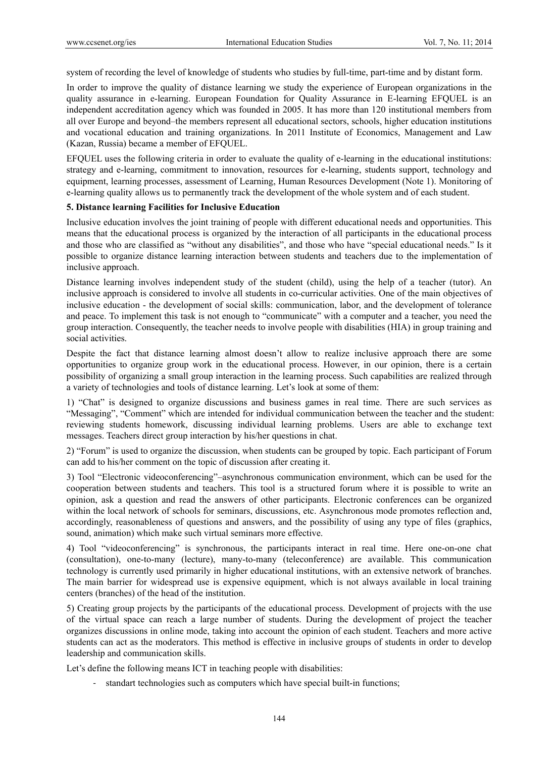system of recording the level of knowledge of students who studies by full-time, part-time and by distant form.

In order to improve the quality of distance learning we study the experience of European organizations in the quality assurance in e-learning. European Foundation for Quality Assurance in E-learning EFQUEL is an independent accreditation agency which was founded in 2005. It has more than 120 institutional members from all over Europe and beyond–the members represent all educational sectors, schools, higher education institutions and vocational education and training organizations. In 2011 Institute of Economics, Management and Law (Kazan, Russia) became a member of EFQUEL.

EFQUEL uses the following criteria in order to evaluate the quality of e-learning in the educational institutions: strategy and e-learning, commitment to innovation, resources for e-learning, students support, technology and equipment, learning processes, assessment of Learning, Human Resources Development (Note 1). Monitoring of e-learning quality allows us to permanently track the development of the whole system and of each student.

### 5. Distance learning Facilities for Inclusive Education

Inclusive education involves the joint training of people with different educational needs and opportunities. This means that the educational process is organized by the interaction of all participants in the educational process and those who are classified as "without any disabilities", and those who have "special educational needs." Is it possible to organize distance learning interaction between students and teachers due to the implementation of inclusive approach.

Distance learning involves independent study of the student (child), using the help of a teacher (tutor). An inclusive approach is considered to involve all students in co-curricular activities. One of the main objectives of inclusive education - the development of social skills: communication, labor, and the development of tolerance and peace. To implement this task is not enough to "communicate" with a computer and a teacher, you need the group interaction. Consequently, the teacher needs to involve people with disabilities (HIA) in group training and social activities.

Despite the fact that distance learning almost doesn't allow to realize inclusive approach there are some opportunities to organize group work in the educational process. However, in our opinion, there is a certain possibility of organizing a small group interaction in the learning process. Such capabilities are realized through a variety of technologies and tools of distance learning. Let's look at some of them:

1) "Chat" is designed to organize discussions and business games in real time. There are such services as "Messaging", "Comment" which are intended for individual communication between the teacher and the student: reviewing students homework, discussing individual learning problems. Users are able to exchange text messages. Teachers direct group interaction by his/her questions in chat.

2) "Forum" is used to organize the discussion, when students can be grouped by topic. Each participant of Forum can add to his/her comment on the topic of discussion after creating it.

3) Tool "Electronic videoconferencing"–asynchronous communication environment, which can be used for the cooperation between students and teachers. This tool is a structured forum where it is possible to write an opinion, ask a question and read the answers of other participants. Electronic conferences can be organized within the local network of schools for seminars, discussions, etc. Asynchronous mode promotes reflection and, accordingly, reasonableness of questions and answers, and the possibility of using any type of files (graphics, sound, animation) which make such virtual seminars more effective.

4) Tool "videoconferencing" is synchronous, the participants interact in real time. Here one-on-one chat (consultation), one-to-many (lecture), many-to-many (teleconference) are available. This communication technology is currently used primarily in higher educational institutions, with an extensive network of branches. The main barrier for widespread use is expensive equipment, which is not always available in local training centers (branches) of the head of the institution.

5) Creating group projects by the participants of the educational process. Development of projects with the use of the virtual space can reach a large number of students. During the development of project the teacher organizes discussions in online mode, taking into account the opinion of each student. Teachers and more active students can act as the moderators. This method is effective in inclusive groups of students in order to develop leadership and communication skills.

Let's define the following means ICT in teaching people with disabilities:

- standart technologies such as computers which have special built-in functions;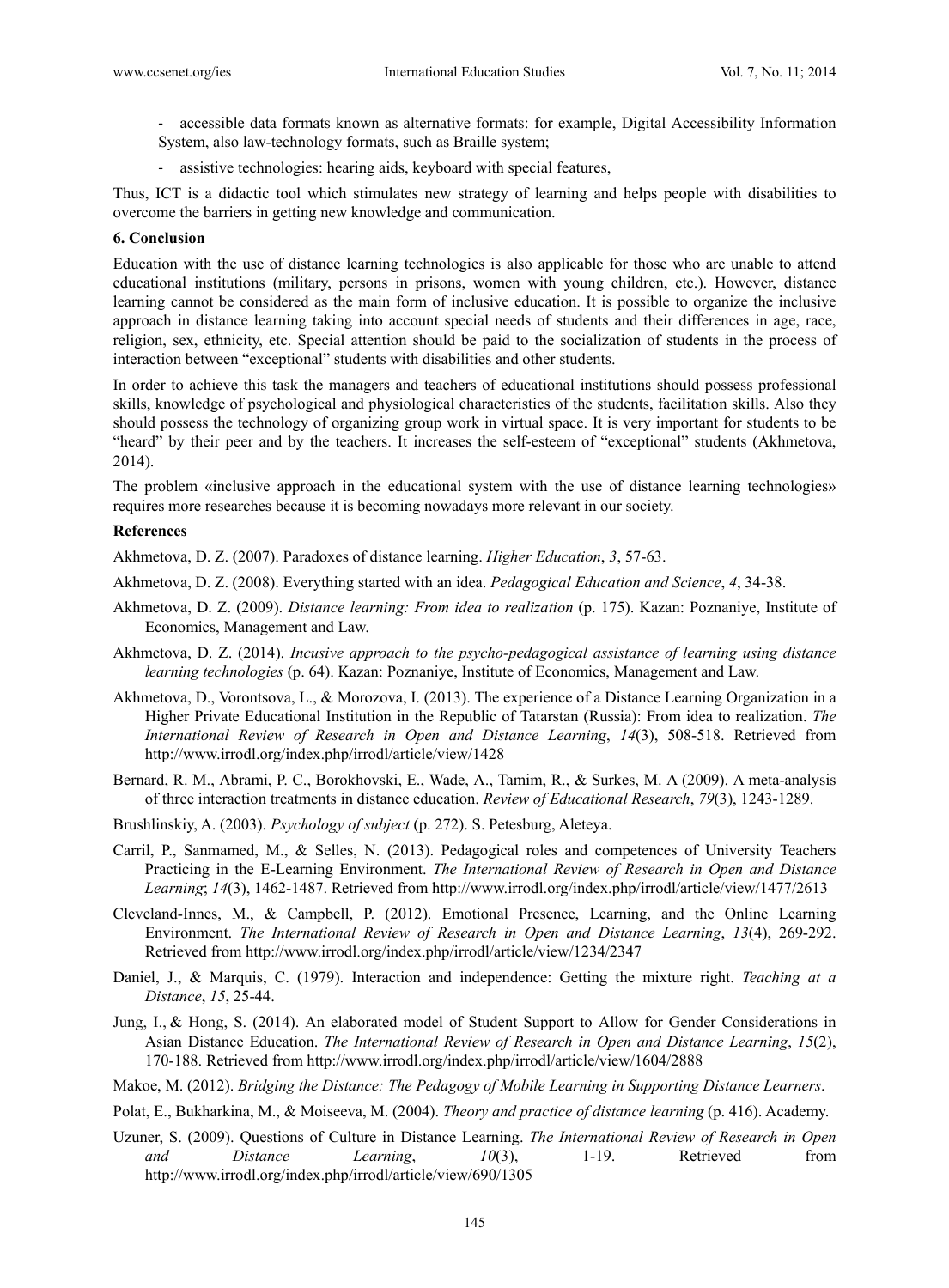- accessible data formats known as alternative formats: for example, Digital Accessibility Information System, also law-technology formats, such as Braille system;
- assistive technologies: hearing aids, keyboard with special features,

Thus, ICT is a didactic tool which stimulates new strategy of learning and helps people with disabilities to overcome the barriers in getting new knowledge and communication.

## 6. Conclusion

Education with the use of distance learning technologies is also applicable for those who are unable to attend educational institutions (military, persons in prisons, women with young children, etc.). However, distance learning cannot be considered as the main form of inclusive education. It is possible to organize the inclusive approach in distance learning taking into account special needs of students and their differences in age, race, religion, sex, ethnicity, etc. Special attention should be paid to the socialization of students in the process of interaction between "exceptional" students with disabilities and other students.

In order to achieve this task the managers and teachers of educational institutions should possess professional skills, knowledge of psychological and physiological characteristics of the students, facilitation skills. Also they should possess the technology of organizing group work in virtual space. It is very important for students to be "heard" by their peer and by the teachers. It increases the self-esteem of "exceptional" students (Akhmetova, 2014).

The problem «inclusive approach in the educational system with the use of distance learning technologies» requires more researches because it is becoming nowadays more relevant in our society.

## References

Akhmetova, D. Z. (2007). Paradoxes of distance learning. *Higher Education*, *3*, 57-63.

Akhmetova, D. Z. (2008). Everything started with an idea. *Pedagogical Education and Science*, *4*, 34-38.

Akhmetova, D. Z. (2009). *Distance learning: From idea to realization* (p. 175). Kazan: Poznaniye, Institute of Economics, Management and Law.

Akhmetova, D. Z. (2014). *Incusive approach to the psycho-pedagogical assistance of learning using distance learning technologies* (p. 64). Kazan: Poznaniye, Institute of Economics, Management and Law.

Akhmetova, D., Vorontsova, L., & Morozova, I. (2013). The experience of a Distance Learning Organization in a Higher Private Educational Institution in the Republic of Tatarstan (Russia): From idea to realization. *The International Review of Research in Open and Distance Learning*, *14*(3), 508-518. Retrieved from http://www.irrodl.org/index.php/irrodl/article/view/1428

Bernard, R. M., Abrami, P. C., Borokhovski, E., Wade, A., Tamim, R., & Surkes, M. A (2009). A meta-analysis of three interaction treatments in distance education. *Review of Educational Research*, *79*(3), 1243-1289.

Brushlinskiy, A. (2003). *Psychology of subject* (p. 272). S. Petesburg, Aleteya.

Carril, P., Sanmamed, M., & Selles, N. (2013). Pedagogical roles and competences of University Teachers Practicing in the E-Learning Environment. *The International Review of Research in Open and Distance Learning*; *14*(3), 1462-1487. Retrieved from http://www.irrodl.org/index.php/irrodl/article/view/1477/2613

Cleveland-Innes, M., & Campbell, P. (2012). Emotional Presence, Learning, and the Online Learning Environment. *The International Review of Research in Open and Distance Learning*, *13*(4), 269-292. Retrieved from http://www.irrodl.org/index.php/irrodl/article/view/1234/2347

Daniel, J., & Marquis, C. (1979). Interaction and independence: Getting the mixture right. *Teaching at a Distance*, *15*, 25-44.

Jung, I., & Hong, S. (2014). An elaborated model of Student Support to Allow for Gender Considerations in Asian Distance Education. *The International Review of Research in Open and Distance Learning*, *15*(2), 170-188. Retrieved from http://www.irrodl.org/index.php/irrodl/article/view/1604/2888

Makoe, M. (2012). *Bridging the Distance: The Pedagogy of Mobile Learning in Supporting Distance Learners*.

Polat, E., Bukharkina, M., & Moiseeva, M. (2004). *Theory and practice of distance learning* (p. 416). Academy.

Uzuner, S. (2009). Questions of Culture in Distance Learning. *The International Review of Research in Open and Distance Learning*, *10*(3), 1-19. Retrieved from http://www.irrodl.org/index.php/irrodl/article/view/690/1305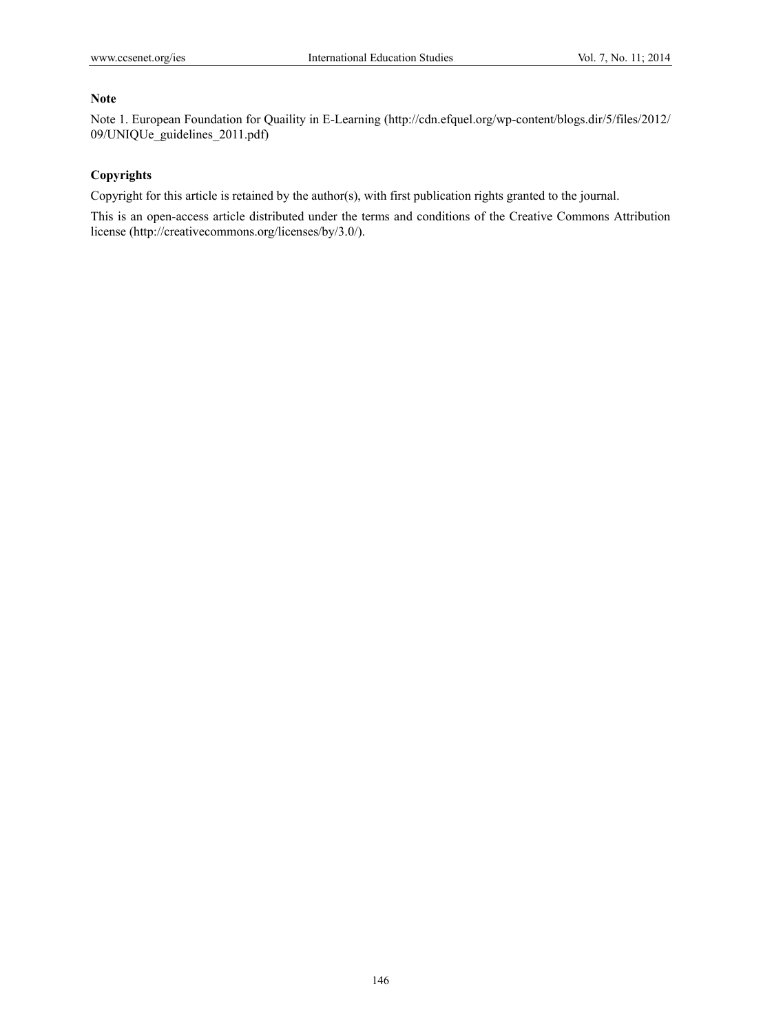## Note

Note 1. European Foundation for Quaility in E-Learning (http://cdn.efquel.org/wp-content/blogs.dir/5/files/2012/09/UNIQUe_guidelines_2011.pdf)

## Copyrights

Copyright for this article is retained by the author(s), with first publication rights granted to the journal.

This is an open-access article distributed under the terms and conditions of the Creative Commons Attribution license (http://creativecommons.org/licenses/by/3.0/).